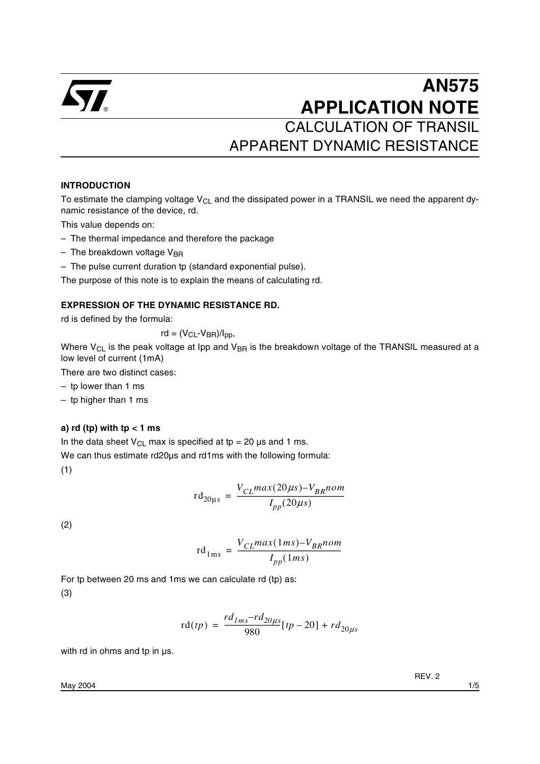# AN575 APPLICATION NOTE

## CALCULATION OF TRANSIL APPARENT DYNAMIC RESISTANCE

### INTRODUCTION

To estimate the clamping voltage $V_{CL}$ and the dissipated power in a TRANSIL we need the apparent dynamic resistance of the device, rd.

This value depends on:

- The thermal impedance and therefore the package
- The breakdown voltage $V_{BR}$
- The pulse current duration tp (standard exponential pulse).

The purpose of this note is to explain the means of calculating rd.

### EXPRESSION OF THE DYNAMIC RESISTANCE RD.

rd is defined by the formula:

$$rd = (V_{CL}-V_{BR})/I_{pp},$$

Where $V_{CL}$ is the peak voltage at Ipp and $V_{BR}$ is the breakdown voltage of the TRANSIL measured at a low level of current (1mA)

There are two distinct cases:

- tp lower than 1 ms
- tp higher than 1 ms

#### a) rd (tp) with tp < 1 ms

In the data sheet $V_{CL}$ max is specified at tp = 20 µs and 1 ms.

We can thus estimate rd20µs and rd1ms with the following formula:

(1)

$$rd_{20\mu s} = \frac{V_{CL}max(20\mu s) - V_{BR}nom}{I_{pp}(20\mu s)}$$

(2)

$$rd_{1ms} = \frac{V_{CL}max(1ms) - V_{BR}nom}{I_{pp}(1ms)}$$

For tp between 20 ms and 1ms we can calculate rd (tp) as:

(3)

$$rd(tp) = \frac{rd_{1ms} - rd_{20\mu s}}{980}[tp - 20] + rd_{20\mu s}$$

with rd in ohms and tp in µs.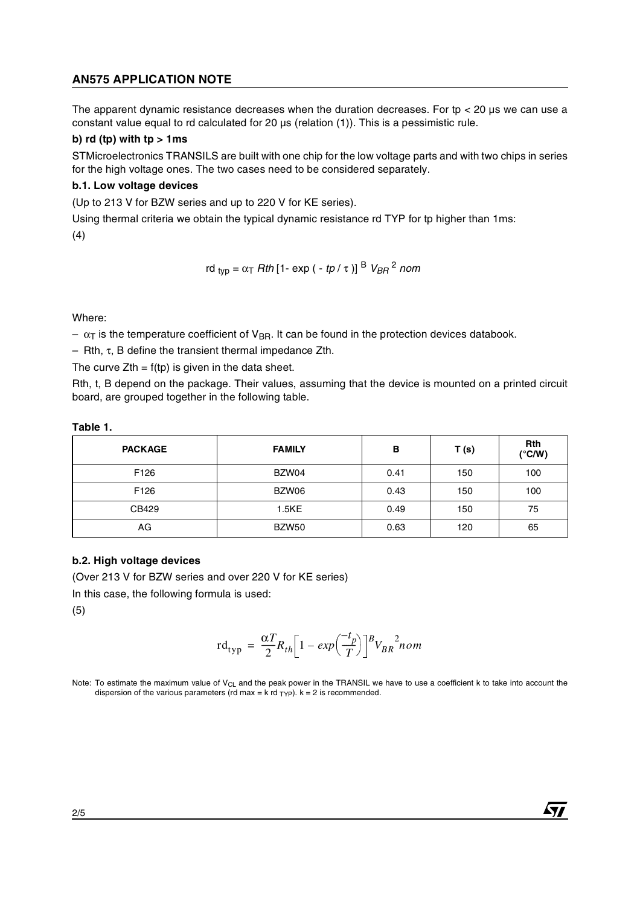The apparent dynamic resistance decreases when the duration decreases. For $tp < 20$ µs we can use a constant value equal to rd calculated for 20 µs (relation (1)). This is a pessimistic rule.

**b) rd (tp) with tp > 1ms**

STMicroelectronics TRANSILS are built with one chip for the low voltage parts and with two chips in series for the high voltage ones. The two cases need to be considered separately.

**b.1. Low voltage devices**

(Up to 213 V for BZW series and up to 220 V for KE series).

Using thermal criteria we obtain the typical dynamic resistance rd TYP for tp higher than 1ms:

(4)

$$rd_{typ} = \alpha_T \, Rth \, [1 - \exp(-tp/\tau)]^B \, V_{BR}{}^2 \, nom$$

Where:

– $\alpha_T$ is the temperature coefficient of $V_{BR}$. It can be found in the protection devices databook.

– Rth, $\tau$, B define the transient thermal impedance Zth.

The curve Zth = f(tp) is given in the data sheet.

Rth, t, B depend on the package. Their values, assuming that the device is mounted on a printed circuit board, are grouped together in the following table.

**Table 1.**

| PACKAGE | FAMILY | B | T (s) | Rth (°C/W) |
|---|---|---|---|---|
| F126 | BZW04 | 0.41 | 150 | 100 |
| F126 | BZW06 | 0.43 | 150 | 100 |
| CB429 | 1.5KE | 0.49 | 150 | 75 |
| AG | BZW50 | 0.63 | 120 | 65 |

**b.2. High voltage devices**

(Over 213 V for BZW series and over 220 V for KE series)

In this case, the following formula is used:

(5)

$$\mathrm{rd}_{\mathrm{typ}} = \frac{\alpha T}{2} R_{th}\left[1 - exp\left(\frac{-t_p}{T}\right)\right]^B V_{BR}{}^2 nom$$

Note: To estimate the maximum value of $V_{CL}$ and the peak power in the TRANSIL we have to use a coefficient k to take into account the dispersion of the various parameters (rd max = k rd $_{TYP}$). k = 2 is recommended.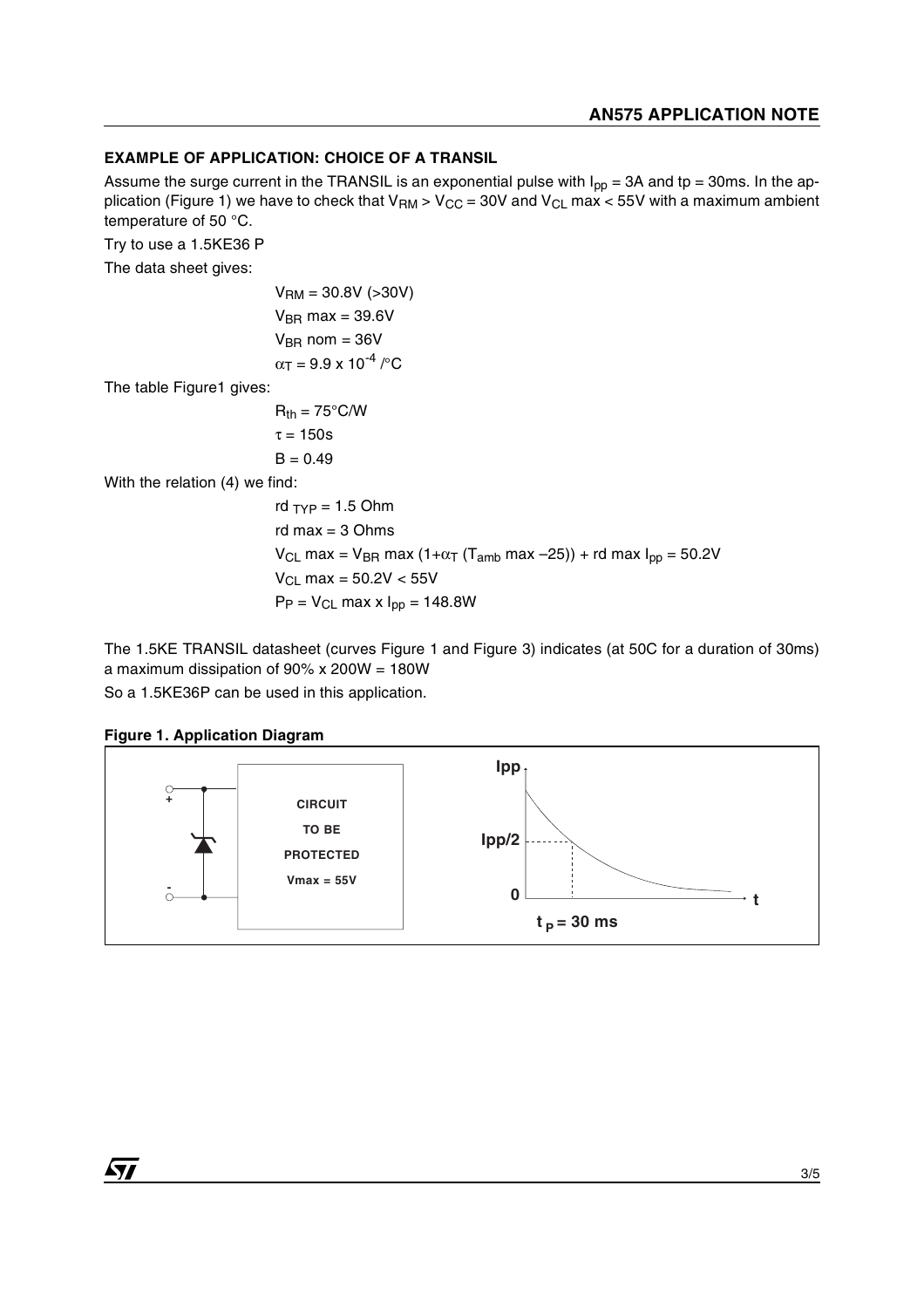### EXAMPLE OF APPLICATION: CHOICE OF A TRANSIL

Assume the surge current in the TRANSIL is an exponential pulse with $I_{pp}$ = 3A and tp = 30ms. In the application (Figure 1) we have to check that $V_{RM} > V_{CC}$ = 30V and $V_{CL}$ max < 55V with a maximum ambient temperature of 50 °C.

Try to use a 1.5KE36 P

The data sheet gives:

$V_{RM}$ = 30.8V (>30V)
$V_{BR}$ max = 39.6V
$V_{BR}$ nom = 36V
$\alpha_T = 9.9 \times 10^{-4}$ /°C

The table Figure1 gives:

$R_{th}$ = 75°C/W
$\tau$ = 150s
B = 0.49

With the relation (4) we find:

rd $_{TYP}$ = 1.5 Ohm
rd max = 3 Ohms
$V_{CL}$ max = $V_{BR}$ max (1+$\alpha_T$ ($T_{amb}$ max –25)) + rd max $I_{pp}$ = 50.2V
$V_{CL}$ max = 50.2V < 55V
$P_P$ = $V_{CL}$ max x $I_{pp}$ = 148.8W

The 1.5KE TRANSIL datasheet (curves Figure 1 and Figure 3) indicates (at 50C for a duration of 30ms) a maximum dissipation of 90% x 200W = 180W

So a 1.5KE36P can be used in this application.

**Figure 1. Application Diagram**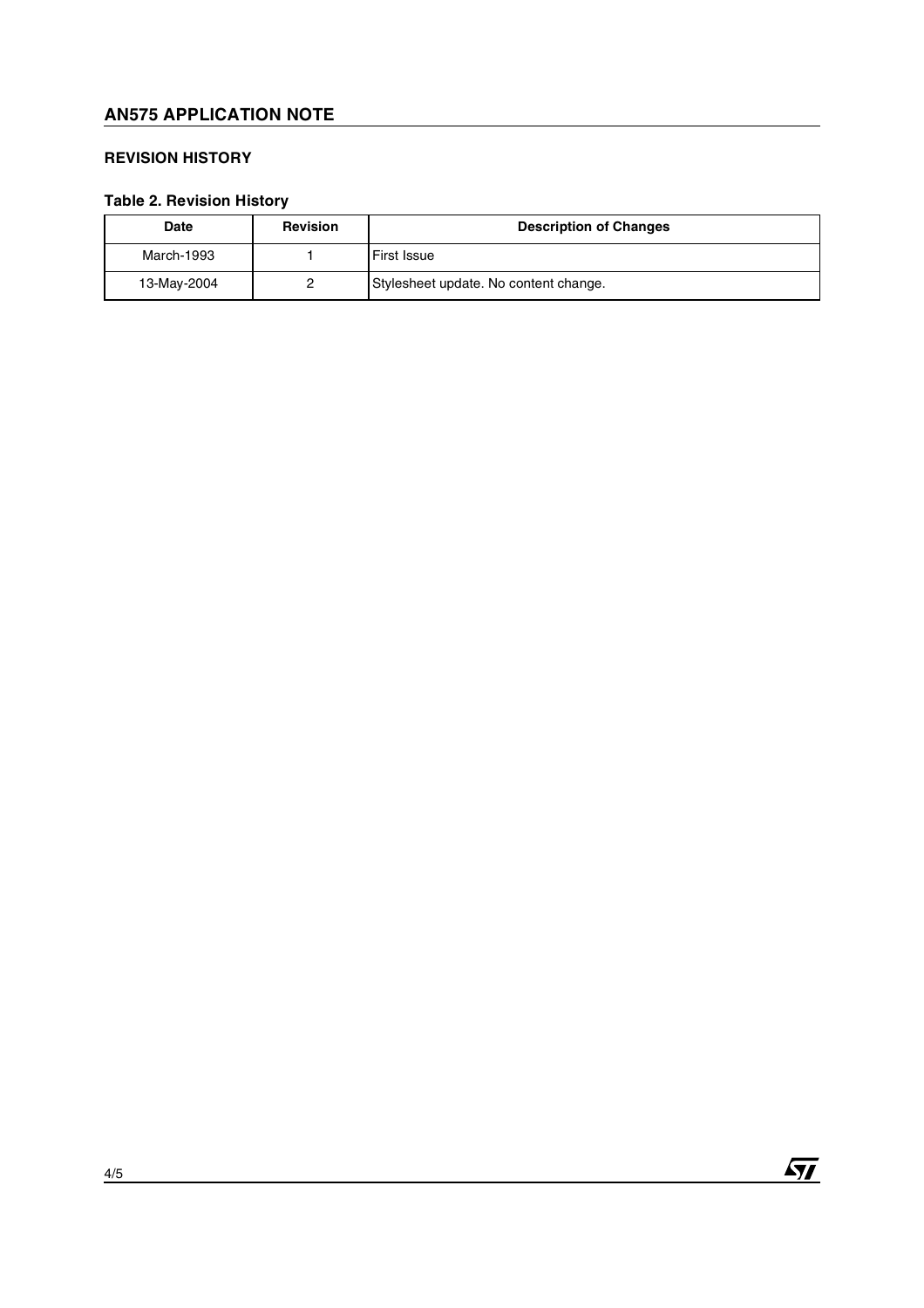## REVISION HISTORY

**Table 2. Revision History**

| Date | Revision | Description of Changes |
| --- | --- | --- |
| March-1993 | 1 | First Issue |
| 13-May-2004 | 2 | Stylesheet update. No content change. |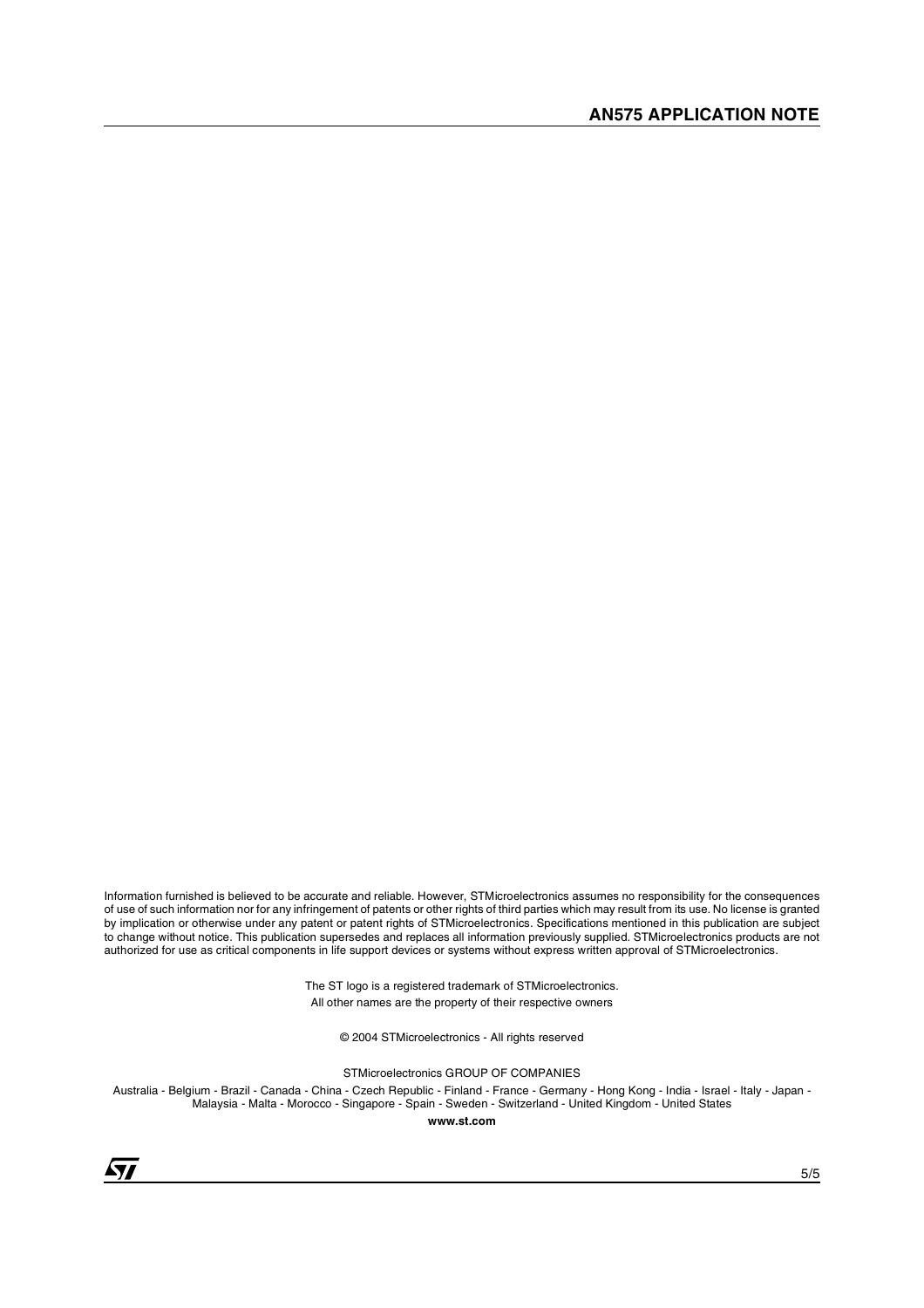Information furnished is believed to be accurate and reliable. However, STMicroelectronics assumes no responsibility for the consequences of use of such information nor for any infringement of patents or other rights of third parties which may result from its use. No license is granted by implication or otherwise under any patent or patent rights of STMicroelectronics. Specifications mentioned in this publication are subject to change without notice. This publication supersedes and replaces all information previously supplied. STMicroelectronics products are not authorized for use as critical components in life support devices or systems without express written approval of STMicroelectronics.

The ST logo is a registered trademark of STMicroelectronics.
All other names are the property of their respective owners

© 2004 STMicroelectronics - All rights reserved

STMicroelectronics GROUP OF COMPANIES

Australia - Belgium - Brazil - Canada - China - Czech Republic - Finland - France - Germany - Hong Kong - India - Israel - Italy - Japan - Malaysia - Malta - Morocco - Singapore - Spain - Sweden - Switzerland - United Kingdom - United States

**www.st.com**